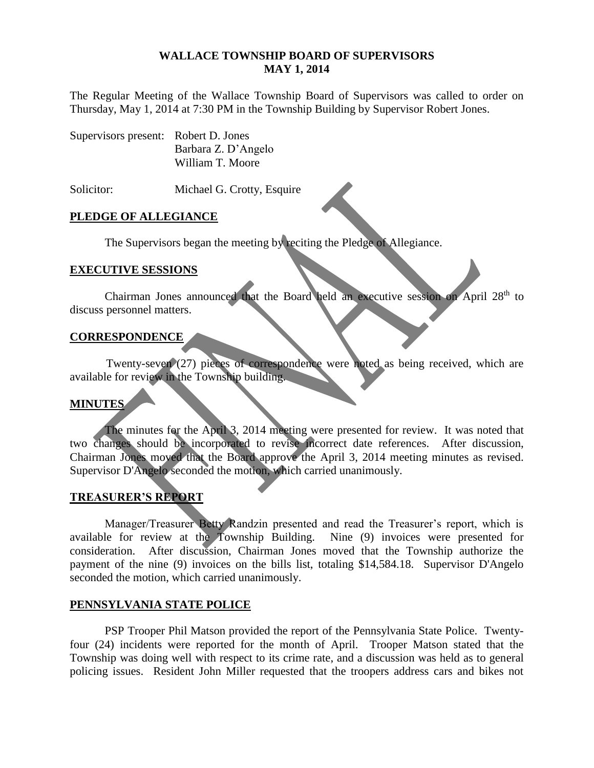# WALLACE TOWNSHIP BOARD OF SUPERVISORS
## MAY 1, 2014

The Regular Meeting of the Wallace Township Board of Supervisors was called to order on Thursday, May 1, 2014 at 7:30 PM in the Township Building by Supervisor Robert Jones.

Supervisors present: Robert D. Jones
Barbara Z. D'Angelo
William T. Moore

Solicitor: Michael G. Crotty, Esquire

### PLEDGE OF ALLEGIANCE

The Supervisors began the meeting by reciting the Pledge of Allegiance.

### EXECUTIVE SESSIONS

Chairman Jones announced that the Board held an executive session on April 28th to discuss personnel matters.

### CORRESPONDENCE

Twenty-seven (27) pieces of correspondence were noted as being received, which are available for review in the Township building.

### MINUTES

The minutes for the April 3, 2014 meeting were presented for review. It was noted that two changes should be incorporated to revise incorrect date references. After discussion, Chairman Jones moved that the Board approve the April 3, 2014 meeting minutes as revised. Supervisor D'Angelo seconded the motion, which carried unanimously.

### TREASURER'S REPORT

Manager/Treasurer Betty Randzin presented and read the Treasurer's report, which is available for review at the Township Building. Nine (9) invoices were presented for consideration. After discussion, Chairman Jones moved that the Township authorize the payment of the nine (9) invoices on the bills list, totaling $14,584.18. Supervisor D'Angelo seconded the motion, which carried unanimously.

### PENNSYLVANIA STATE POLICE

PSP Trooper Phil Matson provided the report of the Pennsylvania State Police. Twenty-four (24) incidents were reported for the month of April. Trooper Matson stated that the Township was doing well with respect to its crime rate, and a discussion was held as to general policing issues. Resident John Miller requested that the troopers address cars and bikes not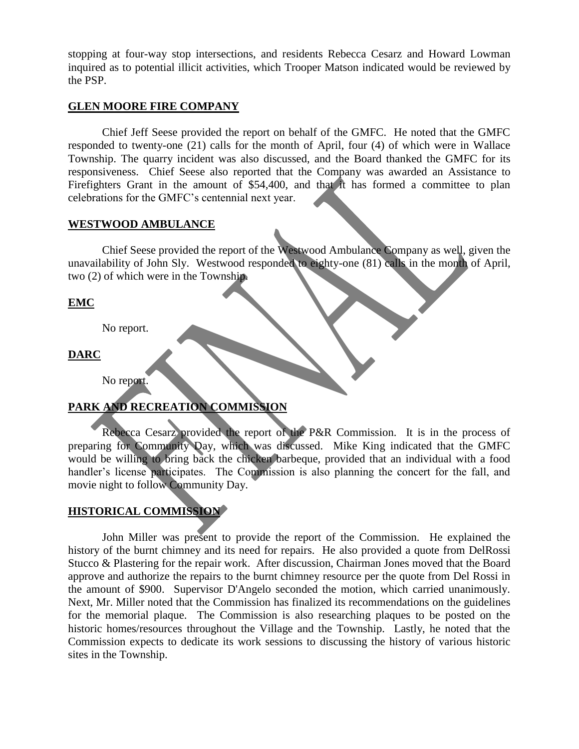stopping at four-way stop intersections, and residents Rebecca Cesarz and Howard Lowman inquired as to potential illicit activities, which Trooper Matson indicated would be reviewed by the PSP.

## GLEN MOORE FIRE COMPANY

Chief Jeff Seese provided the report on behalf of the GMFC. He noted that the GMFC responded to twenty-one (21) calls for the month of April, four (4) of which were in Wallace Township. The quarry incident was also discussed, and the Board thanked the GMFC for its responsiveness. Chief Seese also reported that the Company was awarded an Assistance to Firefighters Grant in the amount of $54,400, and that it has formed a committee to plan celebrations for the GMFC's centennial next year.

## WESTWOOD AMBULANCE

Chief Seese provided the report of the Westwood Ambulance Company as well, given the unavailability of John Sly. Westwood responded to eighty-one (81) calls in the month of April, two (2) of which were in the Township.

## EMC

No report.

## DARC

No report.

## PARK AND RECREATION COMMISSION

Rebecca Cesarz provided the report of the P&R Commission. It is in the process of preparing for Community Day, which was discussed. Mike King indicated that the GMFC would be willing to bring back the chicken barbeque, provided that an individual with a food handler's license participates. The Commission is also planning the concert for the fall, and movie night to follow Community Day.

## HISTORICAL COMMISSION

John Miller was present to provide the report of the Commission. He explained the history of the burnt chimney and its need for repairs. He also provided a quote from DelRossi Stucco & Plastering for the repair work. After discussion, Chairman Jones moved that the Board approve and authorize the repairs to the burnt chimney resource per the quote from Del Rossi in the amount of $900. Supervisor D'Angelo seconded the motion, which carried unanimously. Next, Mr. Miller noted that the Commission has finalized its recommendations on the guidelines for the memorial plaque. The Commission is also researching plaques to be posted on the historic homes/resources throughout the Village and the Township. Lastly, he noted that the Commission expects to dedicate its work sessions to discussing the history of various historic sites in the Township.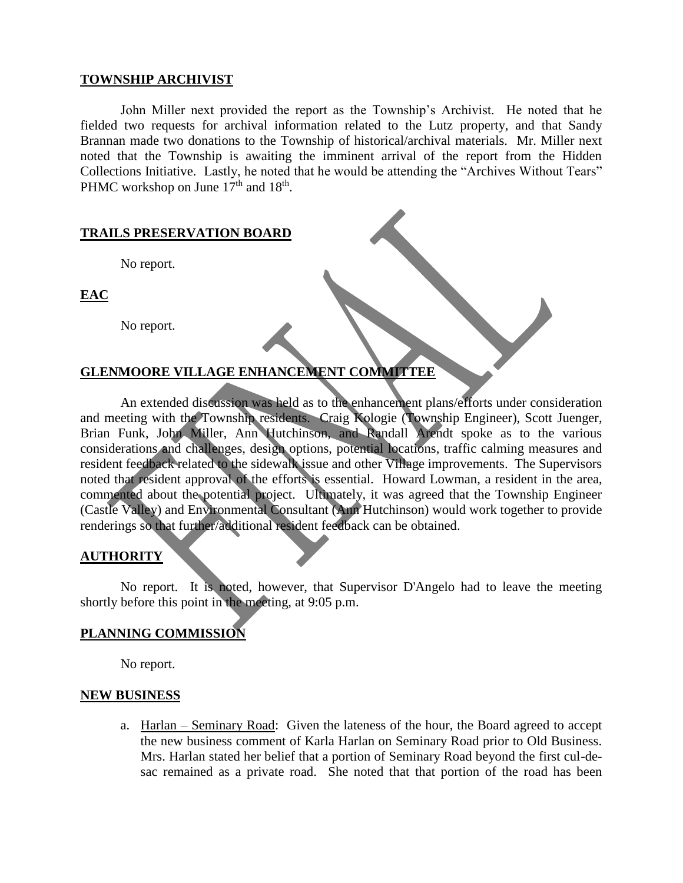**TOWNSHIP ARCHIVIST**

John Miller next provided the report as the Township's Archivist. He noted that he fielded two requests for archival information related to the Lutz property, and that Sandy Brannan made two donations to the Township of historical/archival materials. Mr. Miller next noted that the Township is awaiting the imminent arrival of the report from the Hidden Collections Initiative. Lastly, he noted that he would be attending the "Archives Without Tears" PHMC workshop on June 17th and 18th.

**TRAILS PRESERVATION BOARD**

No report.

**EAC**

No report.

**GLENMOORE VILLAGE ENHANCEMENT COMMITTEE**

An extended discussion was held as to the enhancement plans/efforts under consideration and meeting with the Township residents. Craig Kologie (Township Engineer), Scott Juenger, Brian Funk, John Miller, Ann Hutchinson, and Randall Arendt spoke as to the various considerations and challenges, design options, potential locations, traffic calming measures and resident feedback related to the sidewalk issue and other Village improvements. The Supervisors noted that resident approval of the efforts is essential. Howard Lowman, a resident in the area, commented about the potential project. Ultimately, it was agreed that the Township Engineer (Castle Valley) and Environmental Consultant (Ann Hutchinson) would work together to provide renderings so that further/additional resident feedback can be obtained.

**AUTHORITY**

No report. It is noted, however, that Supervisor D'Angelo had to leave the meeting shortly before this point in the meeting, at 9:05 p.m.

**PLANNING COMMISSION**

No report.

**NEW BUSINESS**

a. Harlan – Seminary Road: Given the lateness of the hour, the Board agreed to accept the new business comment of Karla Harlan on Seminary Road prior to Old Business. Mrs. Harlan stated her belief that a portion of Seminary Road beyond the first cul-de-sac remained as a private road. She noted that that portion of the road has been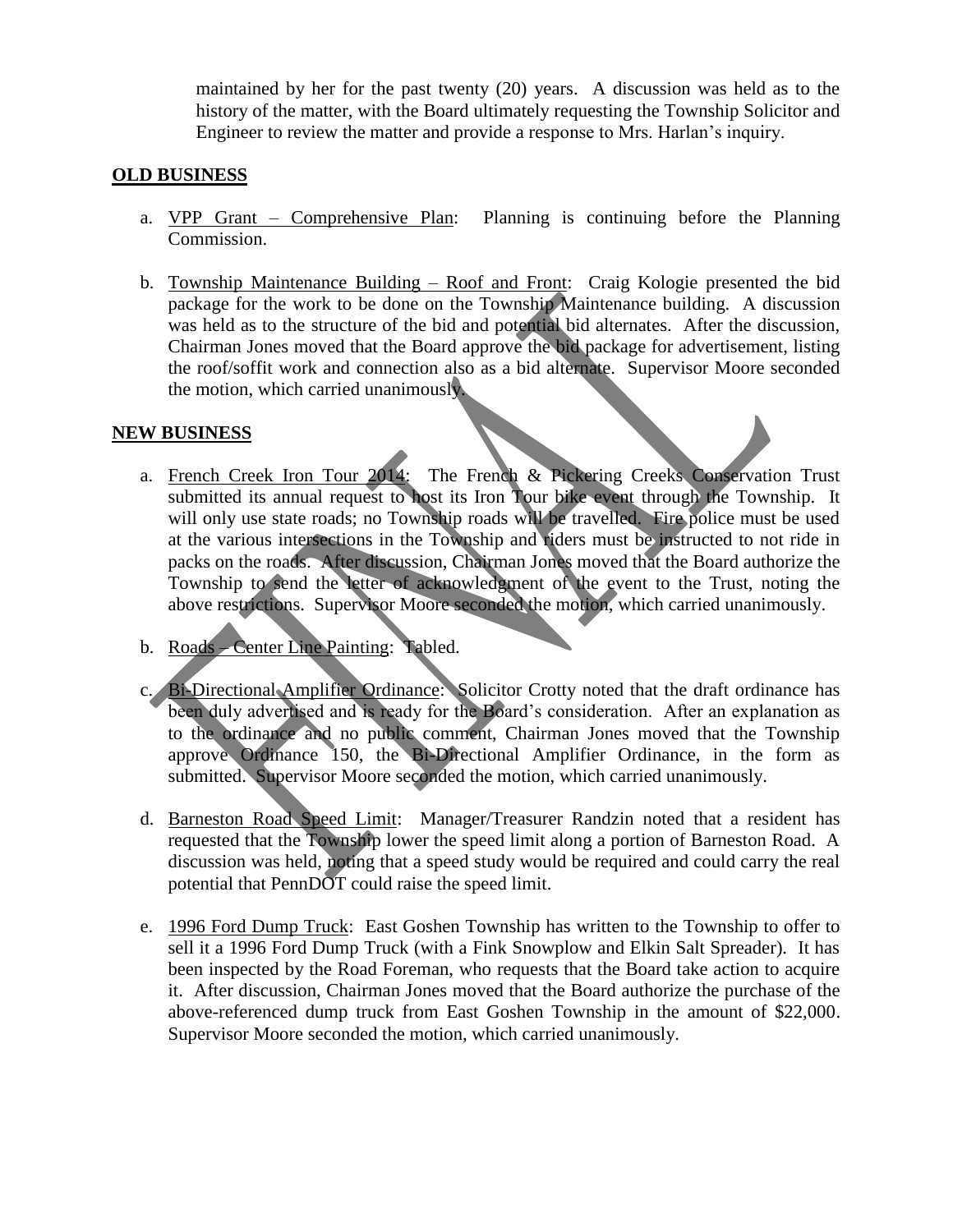maintained by her for the past twenty (20) years. A discussion was held as to the history of the matter, with the Board ultimately requesting the Township Solicitor and Engineer to review the matter and provide a response to Mrs. Harlan's inquiry.

**OLD BUSINESS**

a. VPP Grant – Comprehensive Plan: Planning is continuing before the Planning Commission.

b. Township Maintenance Building – Roof and Front: Craig Kologie presented the bid package for the work to be done on the Township Maintenance building. A discussion was held as to the structure of the bid and potential bid alternates. After the discussion, Chairman Jones moved that the Board approve the bid package for advertisement, listing the roof/soffit work and connection also as a bid alternate. Supervisor Moore seconded the motion, which carried unanimously.

**NEW BUSINESS**

a. French Creek Iron Tour 2014: The French & Pickering Creeks Conservation Trust submitted its annual request to host its Iron Tour bike event through the Township. It will only use state roads; no Township roads will be travelled. Fire police must be used at the various intersections in the Township and riders must be instructed to not ride in packs on the roads. After discussion, Chairman Jones moved that the Board authorize the Township to send the letter of acknowledgment of the event to the Trust, noting the above restrictions. Supervisor Moore seconded the motion, which carried unanimously.

b. Roads – Center Line Painting: Tabled.

c. Bi-Directional Amplifier Ordinance: Solicitor Crotty noted that the draft ordinance has been duly advertised and is ready for the Board's consideration. After an explanation as to the ordinance and no public comment, Chairman Jones moved that the Township approve Ordinance 150, the Bi-Directional Amplifier Ordinance, in the form as submitted. Supervisor Moore seconded the motion, which carried unanimously.

d. Barneston Road Speed Limit: Manager/Treasurer Randzin noted that a resident has requested that the Township lower the speed limit along a portion of Barneston Road. A discussion was held, noting that a speed study would be required and could carry the real potential that PennDOT could raise the speed limit.

e. 1996 Ford Dump Truck: East Goshen Township has written to the Township to offer to sell it a 1996 Ford Dump Truck (with a Fink Snowplow and Elkin Salt Spreader). It has been inspected by the Road Foreman, who requests that the Board take action to acquire it. After discussion, Chairman Jones moved that the Board authorize the purchase of the above-referenced dump truck from East Goshen Township in the amount of $22,000. Supervisor Moore seconded the motion, which carried unanimously.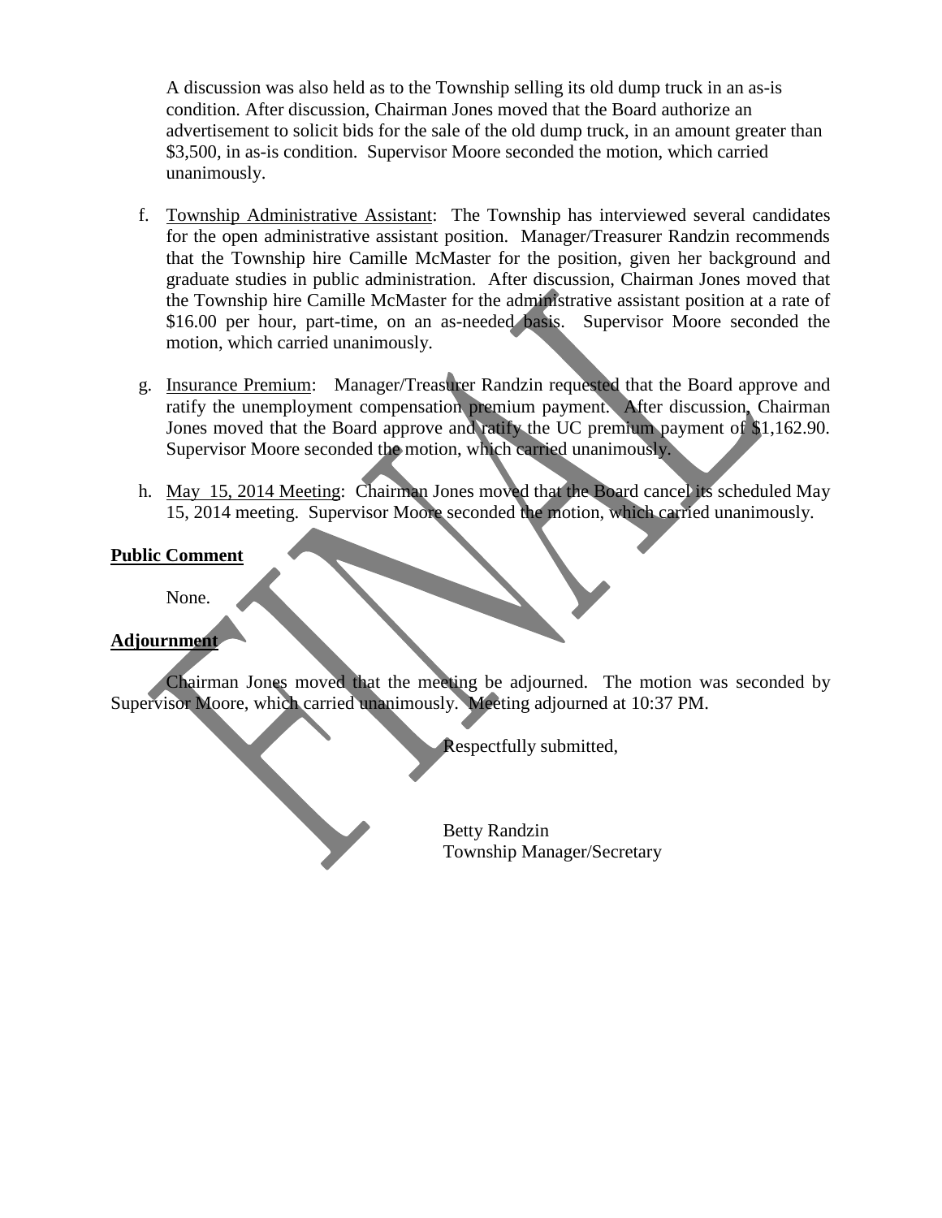A discussion was also held as to the Township selling its old dump truck in an as-is condition. After discussion, Chairman Jones moved that the Board authorize an advertisement to solicit bids for the sale of the old dump truck, in an amount greater than $3,500, in as-is condition. Supervisor Moore seconded the motion, which carried unanimously.

f. Township Administrative Assistant: The Township has interviewed several candidates for the open administrative assistant position. Manager/Treasurer Randzin recommends that the Township hire Camille McMaster for the position, given her background and graduate studies in public administration. After discussion, Chairman Jones moved that the Township hire Camille McMaster for the administrative assistant position at a rate of $16.00 per hour, part-time, on an as-needed basis. Supervisor Moore seconded the motion, which carried unanimously.

g. Insurance Premium: Manager/Treasurer Randzin requested that the Board approve and ratify the unemployment compensation premium payment. After discussion, Chairman Jones moved that the Board approve and ratify the UC premium payment of $1,162.90. Supervisor Moore seconded the motion, which carried unanimously.

h. May 15, 2014 Meeting: Chairman Jones moved that the Board cancel its scheduled May 15, 2014 meeting. Supervisor Moore seconded the motion, which carried unanimously.

**Public Comment**

None.

**Adjournment**

Chairman Jones moved that the meeting be adjourned. The motion was seconded by Supervisor Moore, which carried unanimously. Meeting adjourned at 10:37 PM.

Respectfully submitted,

Betty Randzin
Township Manager/Secretary

FINAL